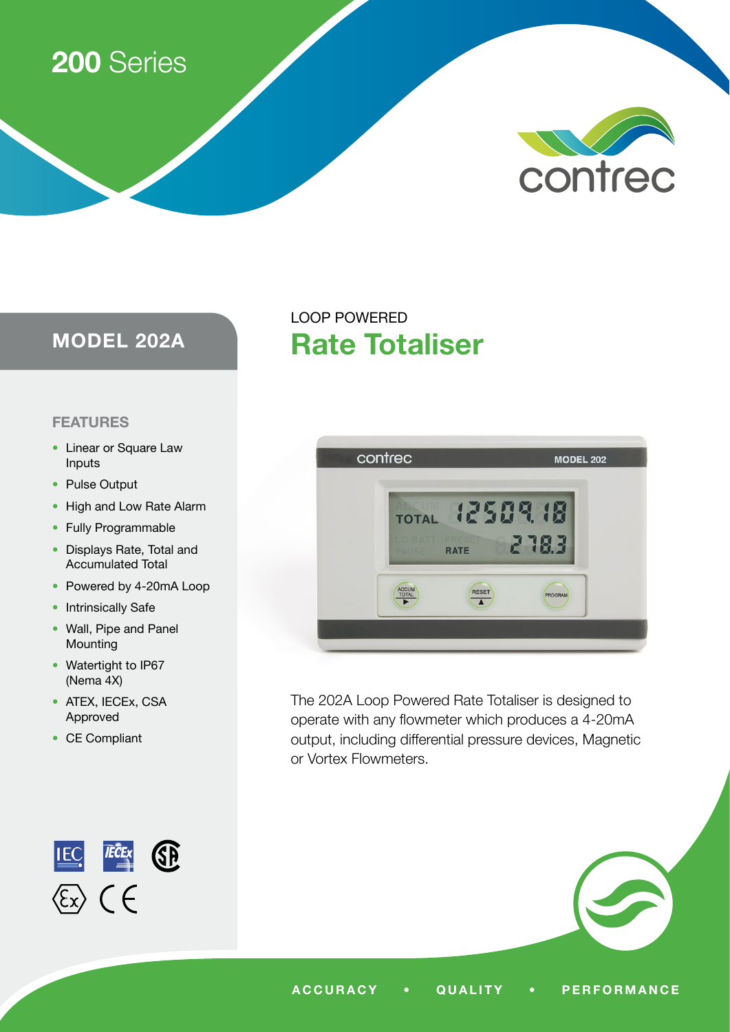# 200 Series

contrec

## MODEL 202A

LOOP POWERED

# Rate Totaliser

### FEATURES

- Linear or Square Law Inputs
- Pulse Output
- High and Low Rate Alarm
- Fully Programmable
- Displays Rate, Total and Accumulated Total
- Powered by 4-20mA Loop
- Intrinsically Safe
- Wall, Pipe and Panel Mounting
- Watertight to IP67 (Nema 4X)
- ATEX, IECEx, CSA Approved
- CE Compliant

The 202A Loop Powered Rate Totaliser is designed to operate with any flowmeter which produces a 4-20mA output, including differential pressure devices, Magnetic or Vortex Flowmeters.

ACCURACY • QUALITY • PERFORMANCE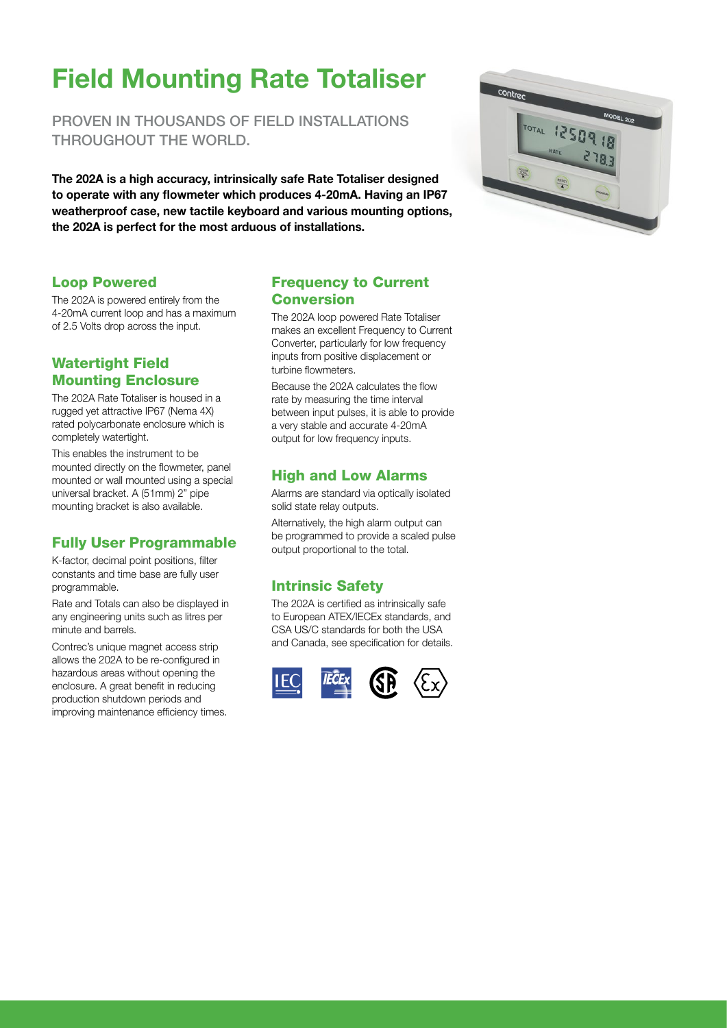# Field Mounting Rate Totaliser

PROVEN IN THOUSANDS OF FIELD INSTALLATIONS THROUGHOUT THE WORLD.

**The 202A is a high accuracy, intrinsically safe Rate Totaliser designed to operate with any flowmeter which produces 4-20mA. Having an IP67 weatherproof case, new tactile keyboard and various mounting options, the 202A is perfect for the most arduous of installations.**

## Loop Powered

The 202A is powered entirely from the 4-20mA current loop and has a maximum of 2.5 Volts drop across the input.

## Watertight Field Mounting Enclosure

The 202A Rate Totaliser is housed in a rugged yet attractive IP67 (Nema 4X) rated polycarbonate enclosure which is completely watertight.

This enables the instrument to be mounted directly on the flowmeter, panel mounted or wall mounted using a special universal bracket. A (51mm) 2" pipe mounting bracket is also available.

## Fully User Programmable

K-factor, decimal point positions, filter constants and time base are fully user programmable.

Rate and Totals can also be displayed in any engineering units such as litres per minute and barrels.

Contrec's unique magnet access strip allows the 202A to be re-configured in hazardous areas without opening the enclosure. A great benefit in reducing production shutdown periods and improving maintenance efficiency times.

## Frequency to Current Conversion

The 202A loop powered Rate Totaliser makes an excellent Frequency to Current Converter, particularly for low frequency inputs from positive displacement or turbine flowmeters.

Because the 202A calculates the flow rate by measuring the time interval between input pulses, it is able to provide a very stable and accurate 4-20mA output for low frequency inputs.

## High and Low Alarms

Alarms are standard via optically isolated solid state relay outputs.

Alternatively, the high alarm output can be programmed to provide a scaled pulse output proportional to the total.

## Intrinsic Safety

The 202A is certified as intrinsically safe to European ATEX/IECEx standards, and CSA US/C standards for both the USA and Canada, see specification for details.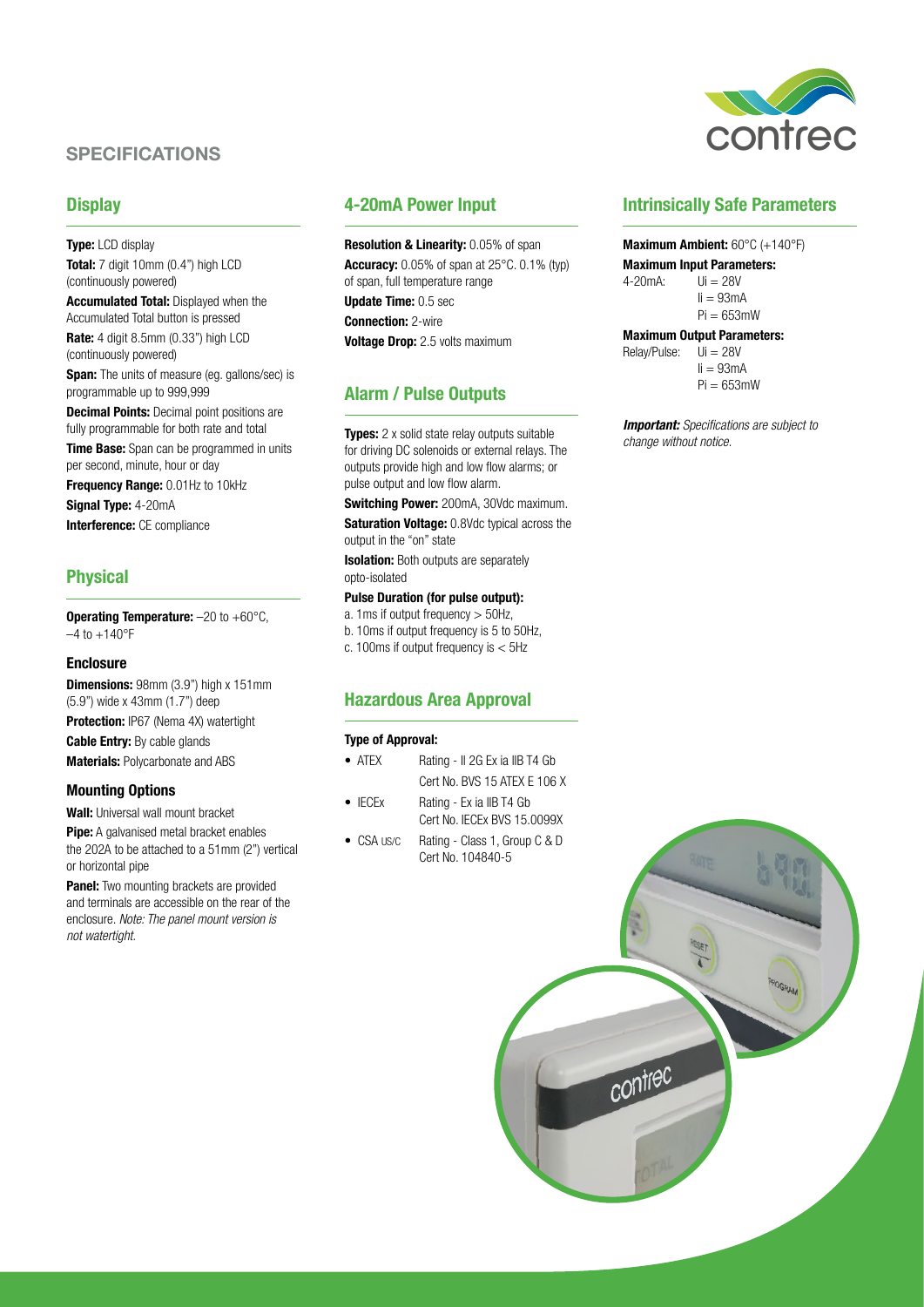## SPECIFICATIONS

### Display

**Type:** LCD display

**Total:** 7 digit 10mm (0.4") high LCD (continuously powered)

**Accumulated Total:** Displayed when the Accumulated Total button is pressed

**Rate:** 4 digit 8.5mm (0.33") high LCD (continuously powered)

**Span:** The units of measure (eg. gallons/sec) is programmable up to 999,999

**Decimal Points:** Decimal point positions are fully programmable for both rate and total

**Time Base:** Span can be programmed in units per second, minute, hour or day

**Frequency Range:** 0.01Hz to 10kHz

**Signal Type:** 4-20mA

**Interference:** CE compliance

### Physical

**Operating Temperature:** –20 to +60°C, –4 to +140°F

#### Enclosure

**Dimensions:** 98mm (3.9") high x 151mm (5.9") wide x 43mm (1.7") deep

**Protection:** IP67 (Nema 4X) watertight

**Cable Entry:** By cable glands

**Materials:** Polycarbonate and ABS

#### Mounting Options

**Wall:** Universal wall mount bracket

**Pipe:** A galvanised metal bracket enables the 202A to be attached to a 51mm (2") vertical or horizontal pipe

**Panel:** Two mounting brackets are provided and terminals are accessible on the rear of the enclosure. *Note: The panel mount version is not watertight.*

### 4-20mA Power Input

**Resolution & Linearity:** 0.05% of span

**Accuracy:** 0.05% of span at 25°C. 0.1% (typ) of span, full temperature range

**Update Time:** 0.5 sec

**Connection:** 2-wire

**Voltage Drop:** 2.5 volts maximum

### Alarm / Pulse Outputs

**Types:** 2 x solid state relay outputs suitable for driving DC solenoids or external relays. The outputs provide high and low flow alarms; or pulse output and low flow alarm.

**Switching Power:** 200mA, 30Vdc maximum.

**Saturation Voltage:** 0.8Vdc typical across the output in the "on" state

**Isolation:** Both outputs are separately opto-isolated

**Pulse Duration (for pulse output):**

a. 1ms if output frequency > 50Hz,
b. 10ms if output frequency is 5 to 50Hz,
c. 100ms if output frequency is < 5Hz

### Hazardous Area Approval

**Type of Approval:**

- ATEX — Rating - II 2G Ex ia IIB T4 Gb, Cert No. BVS 15 ATEX E 106 X
- IECEx — Rating - Ex ia IIB T4 Gb, Cert No. IECEx BVS 15.0099X
- CSA US/C — Rating - Class 1, Group C & D, Cert No. 104840-5

### Intrinsically Safe Parameters

**Maximum Ambient:** 60°C (+140°F)

**Maximum Input Parameters:**

4-20mA: $U_i$ = 28V, $I_i$ = 93mA, $P_i$ = 653mW

**Maximum Output Parameters:**

Relay/Pulse: $U_i$ = 28V, $I_i$ = 93mA, $P_i$ = 653mW

***Important:*** *Specifications are subject to change without notice.*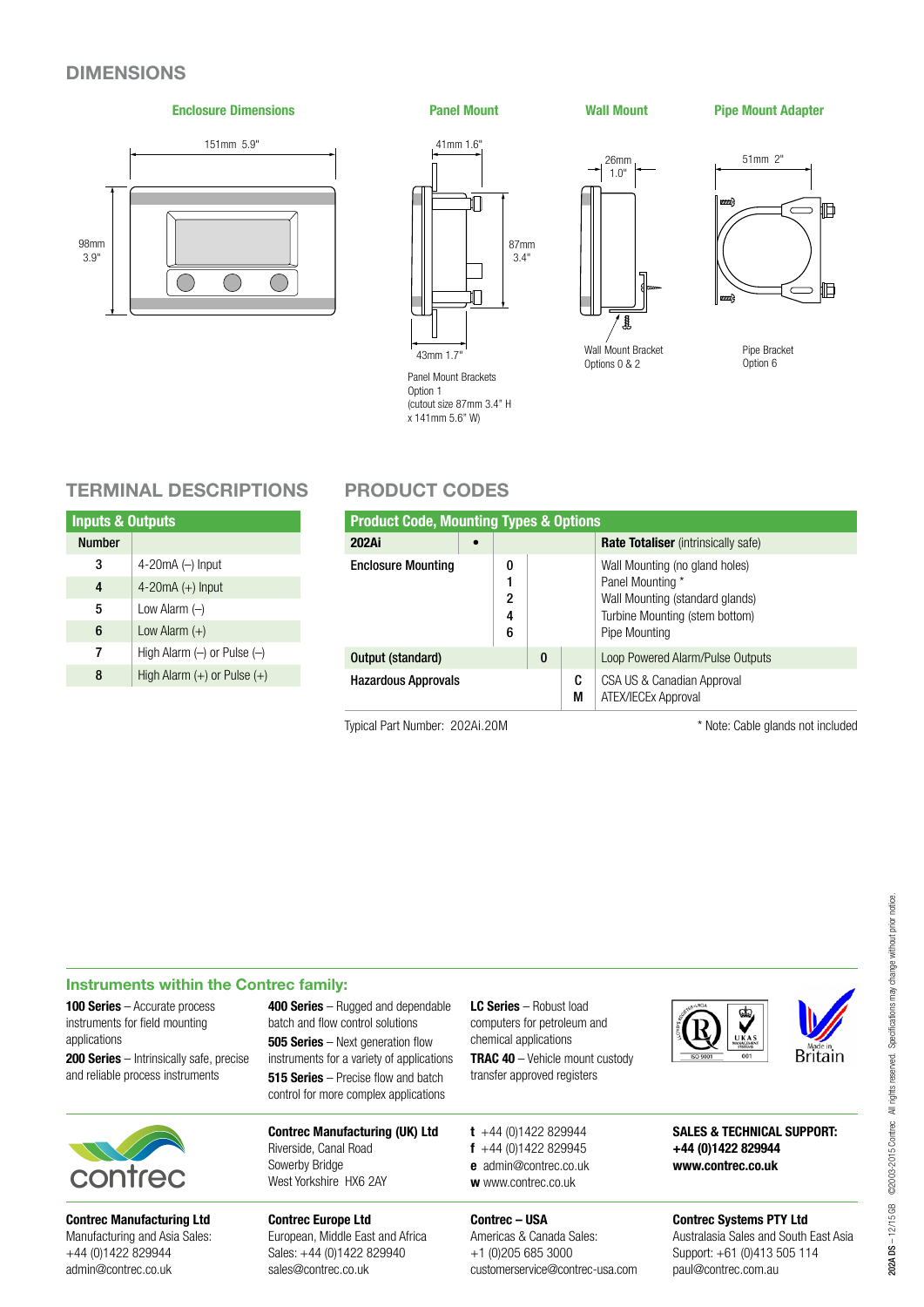## DIMENSIONS

**Enclosure Dimensions**

151mm 5.9"

98mm 3.9"

**Panel Mount**

41mm 1.6"

87mm 3.4"

43mm 1.7"

Panel Mount Brackets
Option 1
(cutout size 87mm 3.4" H x 141mm 5.6" W)

**Wall Mount**

26mm 1.0"

Wall Mount Bracket
Options 0 & 2

**Pipe Mount Adapter**

51mm 2"

Pipe Bracket
Option 6

## TERMINAL DESCRIPTIONS

| Inputs & Outputs | |
|---|---|
| **Number** | |
| 3 | 4-20mA (–) Input |
| 4 | 4-20mA (+) Input |
| 5 | Low Alarm (–) |
| 6 | Low Alarm (+) |
| 7 | High Alarm (–) or Pulse (–) |
| 8 | High Alarm (+) or Pulse (+) |

## PRODUCT CODES

| Product Code, Mounting Types & Options | | | | | |
|---|---|---|---|---|---|
| **202Ai** | • | | | | **Rate Totaliser** (intrinsically safe) |
| **Enclosure Mounting** | | 0<br>1<br>2<br>4<br>6 | | | Wall Mounting (no gland holes)<br>Panel Mounting *<br>Wall Mounting (standard glands)<br>Turbine Mounting (stem bottom)<br>Pipe Mounting |
| **Output (standard)** | | | 0 | | Loop Powered Alarm/Pulse Outputs |
| **Hazardous Approvals** | | | | C<br>M | CSA US & Canadian Approval<br>ATEX/IECEx Approval |

Typical Part Number: 202Ai.20M

\* Note: Cable glands not included

### Instruments within the Contrec family:

**100 Series** – Accurate process instruments for field mounting applications

**200 Series** – Intrinsically safe, precise and reliable process instruments

**400 Series** – Rugged and dependable batch and flow control solutions

**505 Series** – Next generation flow instruments for a variety of applications

**515 Series** – Precise flow and batch control for more complex applications

**LC Series** – Robust load computers for petroleum and chemical applications

**TRAC 40** – Vehicle mount custody transfer approved registers

ISO 9001 | UKAS 001 | Made in Britain

**Contrec Manufacturing (UK) Ltd**
Riverside, Canal Road
Sowerby Bridge
West Yorkshire HX6 2AY

**t** +44 (0)1422 829944
**f** +44 (0)1422 829945
**e** admin@contrec.co.uk
**w** www.contrec.co.uk

**SALES & TECHNICAL SUPPORT:**
**+44 (0)1422 829944**
**www.contrec.co.uk**

**Contrec Manufacturing Ltd**
Manufacturing and Asia Sales:
+44 (0)1422 829944
admin@contrec.co.uk

**Contrec Europe Ltd**
European, Middle East and Africa
Sales: +44 (0)1422 829940
sales@contrec.co.uk

**Contrec – USA**
Americas & Canada Sales:
+1 (0)205 685 3000
customerservice@contrec-usa.com

**Contrec Systems PTY Ltd**
Australasia Sales and South East Asia
Support: +61 (0)413 505 114
paul@contrec.com.au

202A DS – 12/15 GB ©2003-2015 Contrec All rights reserved. Specifications may change without prior notice.